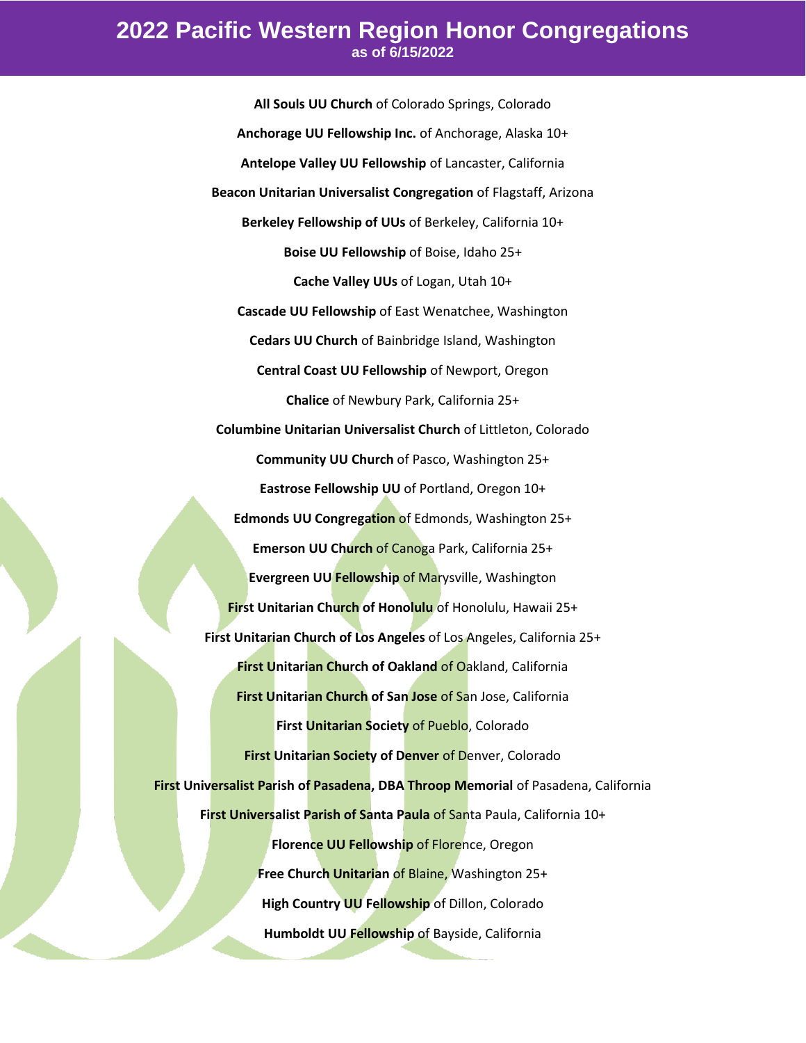# 2022 Pacific Western Region Honor Congregations

as of 6/15/2022

**All Souls UU Church** of Colorado Springs, Colorado

**Anchorage UU Fellowship Inc.** of Anchorage, Alaska 10+

**Antelope Valley UU Fellowship** of Lancaster, California

**Beacon Unitarian Universalist Congregation** of Flagstaff, Arizona

**Berkeley Fellowship of UUs** of Berkeley, California 10+

**Boise UU Fellowship** of Boise, Idaho 25+

**Cache Valley UUs** of Logan, Utah 10+

**Cascade UU Fellowship** of East Wenatchee, Washington

**Cedars UU Church** of Bainbridge Island, Washington

**Central Coast UU Fellowship** of Newport, Oregon

**Chalice** of Newbury Park, California 25+

**Columbine Unitarian Universalist Church** of Littleton, Colorado

**Community UU Church** of Pasco, Washington 25+

**Eastrose Fellowship UU** of Portland, Oregon 10+

**Edmonds UU Congregation** of Edmonds, Washington 25+

**Emerson UU Church** of Canoga Park, California 25+

**Evergreen UU Fellowship** of Marysville, Washington

**First Unitarian Church of Honolulu** of Honolulu, Hawaii 25+

**First Unitarian Church of Los Angeles** of Los Angeles, California 25+

**First Unitarian Church of Oakland** of Oakland, California

**First Unitarian Church of San Jose** of San Jose, California

**First Unitarian Society** of Pueblo, Colorado

**First Unitarian Society of Denver** of Denver, Colorado

**First Universalist Parish of Pasadena, DBA Throop Memorial** of Pasadena, California

**First Universalist Parish of Santa Paula** of Santa Paula, California 10+

**Florence UU Fellowship** of Florence, Oregon

**Free Church Unitarian** of Blaine, Washington 25+

**High Country UU Fellowship** of Dillon, Colorado

**Humboldt UU Fellowship** of Bayside, California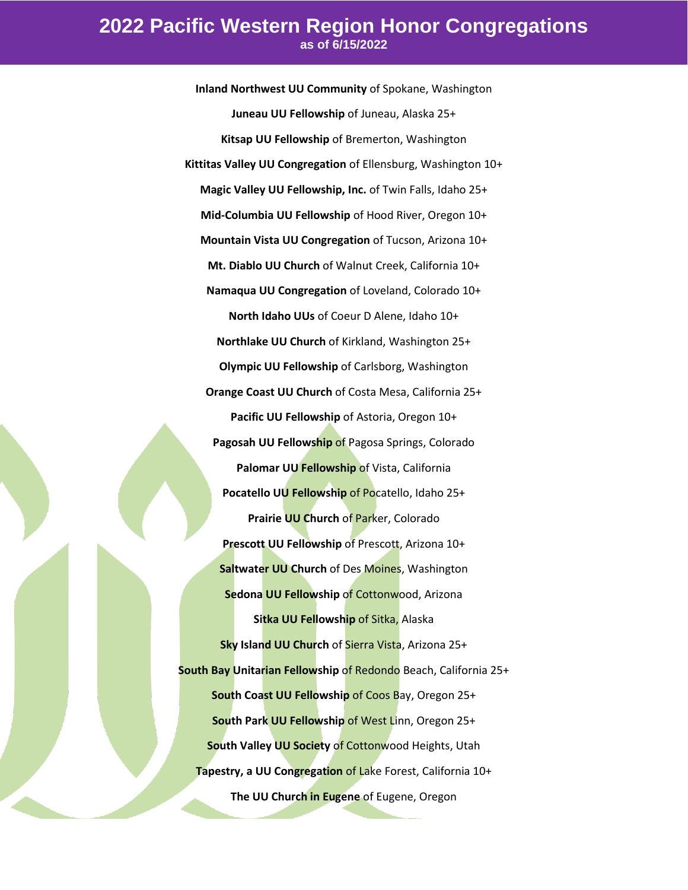# 2022 Pacific Western Region Honor Congregations

as of 6/15/2022

**Inland Northwest UU Community** of Spokane, Washington

**Juneau UU Fellowship** of Juneau, Alaska 25+

**Kitsap UU Fellowship** of Bremerton, Washington

**Kittitas Valley UU Congregation** of Ellensburg, Washington 10+

**Magic Valley UU Fellowship, Inc.** of Twin Falls, Idaho 25+

**Mid-Columbia UU Fellowship** of Hood River, Oregon 10+

**Mountain Vista UU Congregation** of Tucson, Arizona 10+

**Mt. Diablo UU Church** of Walnut Creek, California 10+

**Namaqua UU Congregation** of Loveland, Colorado 10+

**North Idaho UUs** of Coeur D Alene, Idaho 10+

**Northlake UU Church** of Kirkland, Washington 25+

**Olympic UU Fellowship** of Carlsborg, Washington

**Orange Coast UU Church** of Costa Mesa, California 25+

**Pacific UU Fellowship** of Astoria, Oregon 10+

**Pagosah UU Fellowship** of Pagosa Springs, Colorado

**Palomar UU Fellowship** of Vista, California

**Pocatello UU Fellowship** of Pocatello, Idaho 25+

**Prairie UU Church** of Parker, Colorado

**Prescott UU Fellowship** of Prescott, Arizona 10+

**Saltwater UU Church** of Des Moines, Washington

**Sedona UU Fellowship** of Cottonwood, Arizona

**Sitka UU Fellowship** of Sitka, Alaska

**Sky Island UU Church** of Sierra Vista, Arizona 25+

**South Bay Unitarian Fellowship** of Redondo Beach, California 25+

**South Coast UU Fellowship** of Coos Bay, Oregon 25+

**South Park UU Fellowship** of West Linn, Oregon 25+

**South Valley UU Society** of Cottonwood Heights, Utah

**Tapestry, a UU Congregation** of Lake Forest, California 10+

**The UU Church in Eugene** of Eugene, Oregon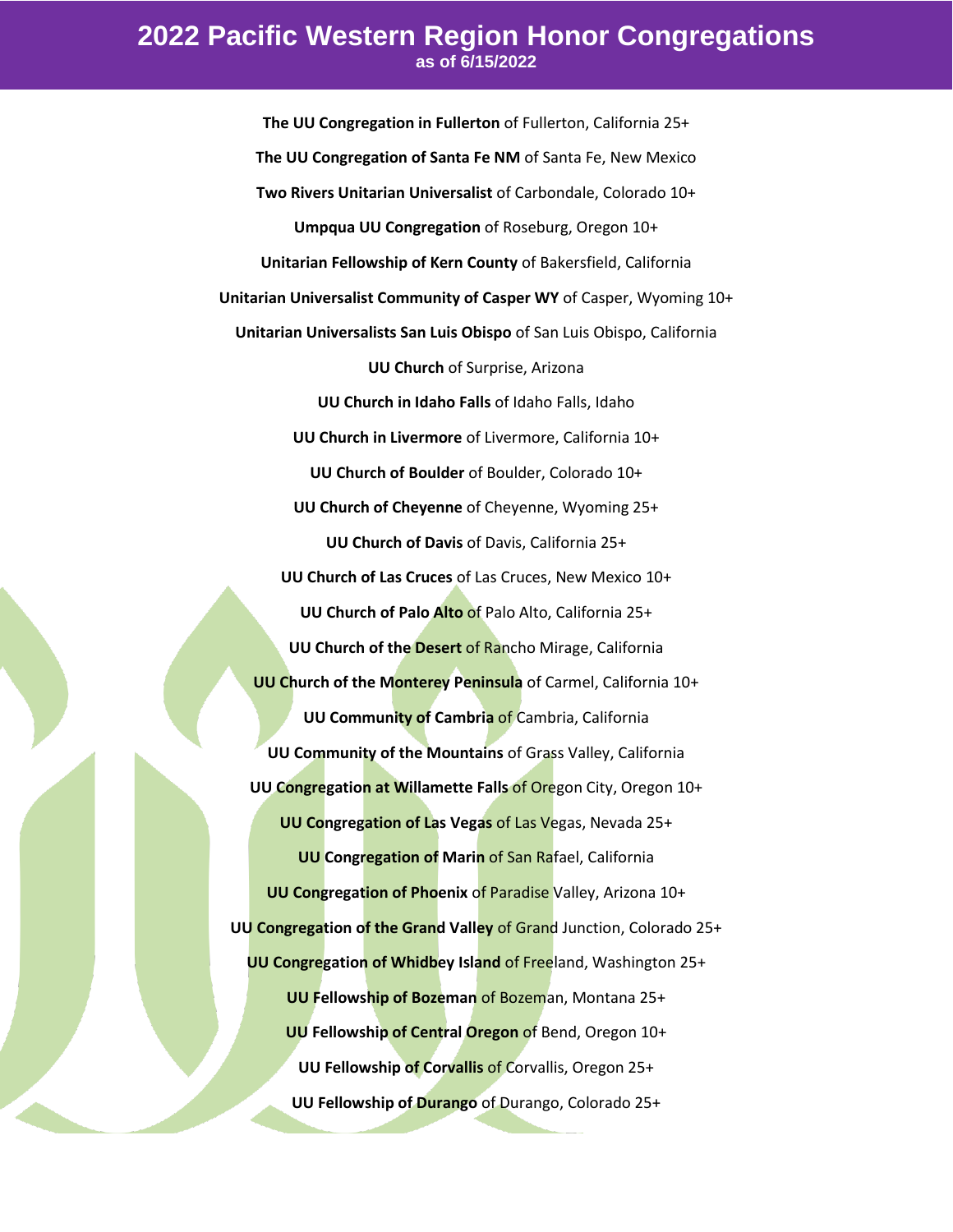# 2022 Pacific Western Region Honor Congregations

as of 6/15/2022

**The UU Congregation in Fullerton** of Fullerton, California 25+

**The UU Congregation of Santa Fe NM** of Santa Fe, New Mexico

**Two Rivers Unitarian Universalist** of Carbondale, Colorado 10+

**Umpqua UU Congregation** of Roseburg, Oregon 10+

**Unitarian Fellowship of Kern County** of Bakersfield, California

**Unitarian Universalist Community of Casper WY** of Casper, Wyoming 10+

**Unitarian Universalists San Luis Obispo** of San Luis Obispo, California

**UU Church** of Surprise, Arizona

**UU Church in Idaho Falls** of Idaho Falls, Idaho

**UU Church in Livermore** of Livermore, California 10+

**UU Church of Boulder** of Boulder, Colorado 10+

**UU Church of Cheyenne** of Cheyenne, Wyoming 25+

**UU Church of Davis** of Davis, California 25+

**UU Church of Las Cruces** of Las Cruces, New Mexico 10+

**UU Church of Palo Alto** of Palo Alto, California 25+

**UU Church of the Desert** of Rancho Mirage, California

**UU Church of the Monterey Peninsula** of Carmel, California 10+

**UU Community of Cambria** of Cambria, California

**UU Community of the Mountains** of Grass Valley, California

**UU Congregation at Willamette Falls** of Oregon City, Oregon 10+

**UU Congregation of Las Vegas** of Las Vegas, Nevada 25+

**UU Congregation of Marin** of San Rafael, California

**UU Congregation of Phoenix** of Paradise Valley, Arizona 10+

**UU Congregation of the Grand Valley** of Grand Junction, Colorado 25+

**UU Congregation of Whidbey Island** of Freeland, Washington 25+

**UU Fellowship of Bozeman** of Bozeman, Montana 25+

**UU Fellowship of Central Oregon** of Bend, Oregon 10+

**UU Fellowship of Corvallis** of Corvallis, Oregon 25+

**UU Fellowship of Durango** of Durango, Colorado 25+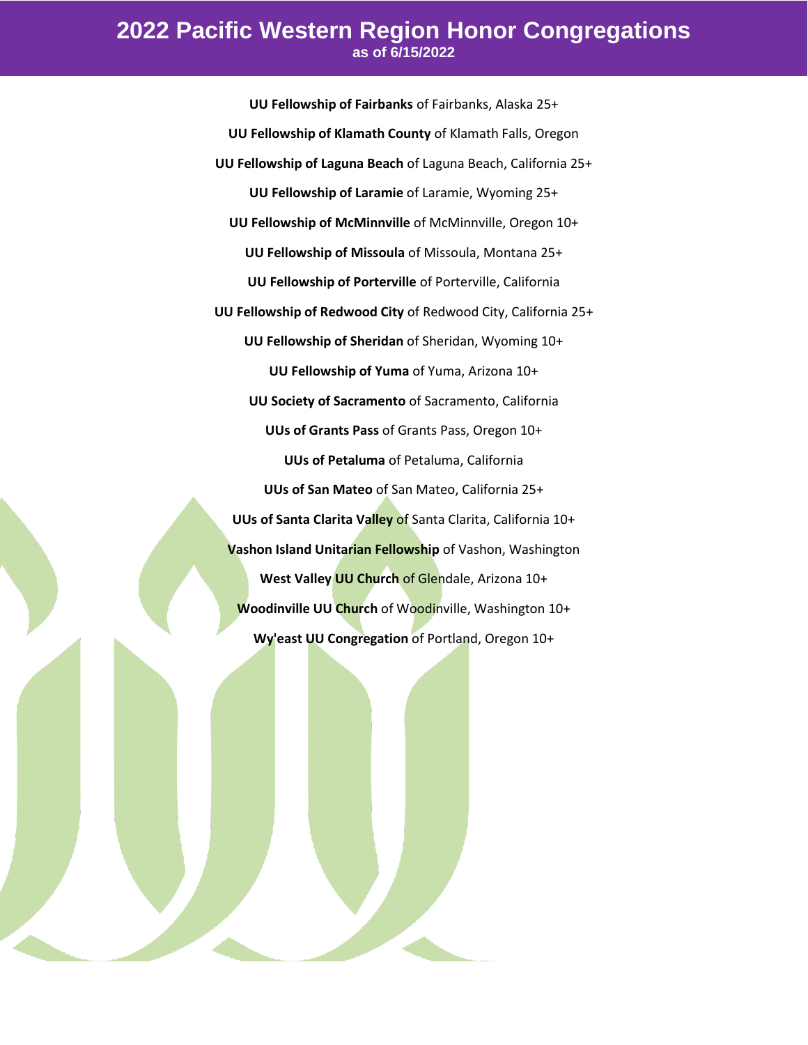# 2022 Pacific Western Region Honor Congregations

**as of 6/15/2022**

**UU Fellowship of Fairbanks** of Fairbanks, Alaska 25+

**UU Fellowship of Klamath County** of Klamath Falls, Oregon

**UU Fellowship of Laguna Beach** of Laguna Beach, California 25+

**UU Fellowship of Laramie** of Laramie, Wyoming 25+

**UU Fellowship of McMinnville** of McMinnville, Oregon 10+

**UU Fellowship of Missoula** of Missoula, Montana 25+

**UU Fellowship of Porterville** of Porterville, California

**UU Fellowship of Redwood City** of Redwood City, California 25+

**UU Fellowship of Sheridan** of Sheridan, Wyoming 10+

**UU Fellowship of Yuma** of Yuma, Arizona 10+

**UU Society of Sacramento** of Sacramento, California

**UUs of Grants Pass** of Grants Pass, Oregon 10+

**UUs of Petaluma** of Petaluma, California

**UUs of San Mateo** of San Mateo, California 25+

**UUs of Santa Clarita Valley** of Santa Clarita, California 10+

**Vashon Island Unitarian Fellowship** of Vashon, Washington

**West Valley UU Church** of Glendale, Arizona 10+

**Woodinville UU Church** of Woodinville, Washington 10+

**Wy'east UU Congregation** of Portland, Oregon 10+